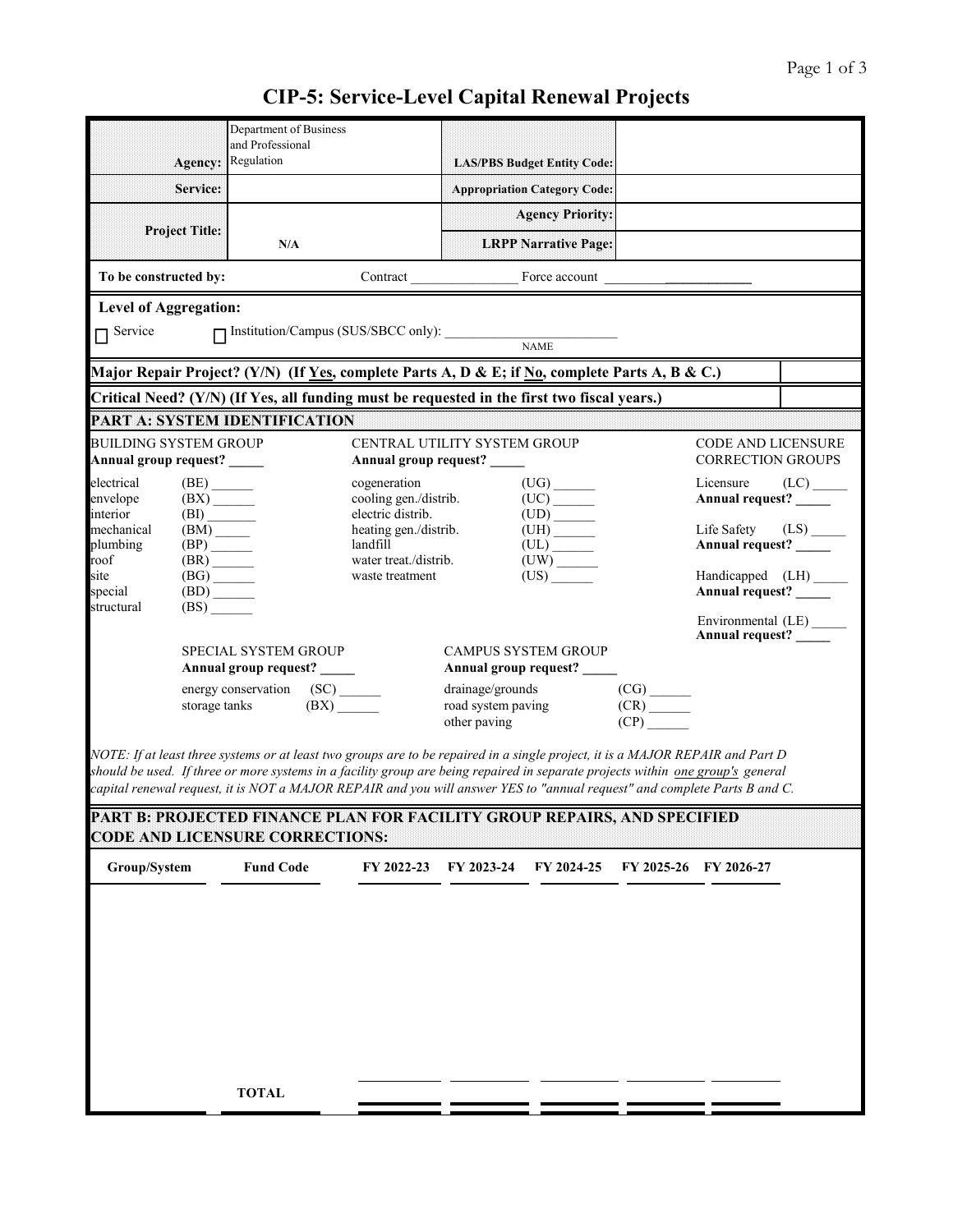# CIP-5: Service-Level Capital Renewal Projects

| | | | |
|---|---|---|---|
| **Agency:** | Department of Business and Professional Regulation | **LAS/PBS Budget Entity Code:** | |
| **Service:** | | **Appropriation Category Code:** | |
| **Project Title:** | N/A | **Agency Priority:** | |
| | | **LRPP Narrative Page:** | |

**To be constructed by:** Contract _______________ Force account _____________________

**Level of Aggregation:**

☐ Service ☐ Institution/Campus (SUS/SBCC only): ________________________ NAME

| | |
|---|---|
| **Major Repair Project? (Y/N) (If <u>Yes</u>, complete Parts A, D & E; if <u>No</u>, complete Parts A, B & C.)** | |
| **Critical Need? (Y/N) (If Yes, all funding must be requested in the first two fiscal years.)** | |

## PART A: SYSTEM IDENTIFICATION

**BUILDING SYSTEM GROUP**
**Annual group request? _____**

- electrical (BE) ______
- envelope (BX) ______
- interior (BI) _______
- mechanical (BM) _____
- plumbing (BP) ______
- roof (BR) ______
- site (BG) ______
- special (BD) ______
- structural (BS) ______

**CENTRAL UTILITY SYSTEM GROUP**
**Annual group request? _____**

- cogeneration (UG) ______
- cooling gen./distrib. (UC) ______
- electric distrib. (UD) ______
- heating gen./distrib. (UH) ______
- landfill (UL) ______
- water treat./distrib. (UW) ______
- waste treatment (US) ______

**CODE AND LICENSURE CORRECTION GROUPS**

- Licensure (LC) _____
  **Annual request? _____**
- Life Safety (LS) _____
  **Annual request? _____**
- Handicapped (LH) _____
  **Annual request? _____**
- Environmental (LE) _____
  **Annual request? _____**

**SPECIAL SYSTEM GROUP**
**Annual group request? _____**

- energy conservation (SC) ______
- storage tanks (BX) ______

**CAMPUS SYSTEM GROUP**
**Annual group request? _____**

- drainage/grounds (CG) ______
- road system paving (CR) ______
- other paving (CP) ______

*NOTE: If at least three systems or at least two groups are to be repaired in a single project, it is a MAJOR REPAIR and Part D should be used. If three or more systems in a facility group are being repaired in separate projects within <u>one group's</u> general capital renewal request, it is NOT a MAJOR REPAIR and you will answer YES to "annual request" and complete Parts B and C.*

## PART B: PROJECTED FINANCE PLAN FOR FACILITY GROUP REPAIRS, AND SPECIFIED CODE AND LICENSURE CORRECTIONS:

| Group/System | Fund Code | FY 2022-23 | FY 2023-24 | FY 2024-25 | FY 2025-26 | FY 2026-27 |
|---|---|---|---|---|---|---|
| | | | | | | |
| | **TOTAL** | | | | | |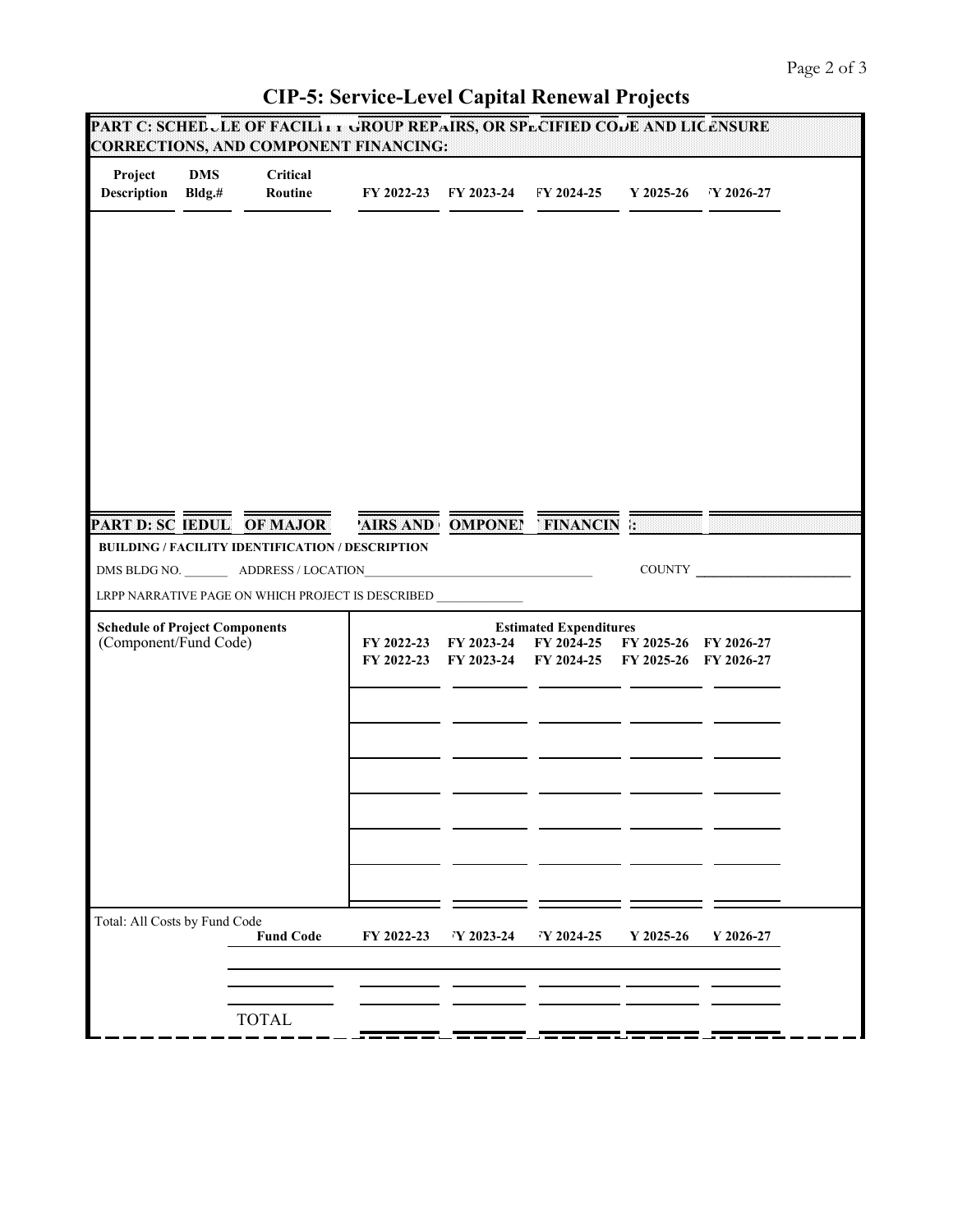# CIP-5: Service-Level Capital Renewal Projects

**PART C: SCHEDULE OF FACILITY GROUP REPAIRS, OR SPECIFIED CODE AND LICENSURE CORRECTIONS, AND COMPONENT FINANCING:**

| Project Description | DMS Bldg.# | Critical Routine | FY 2022-23 | FY 2023-24 | FY 2024-25 | FY 2025-26 | FY 2026-27 |
|---|---|---|---|---|---|---|---|
| | | | | | | | |

**PART D: SCHEDULE OF MAJOR REPAIRS AND COMPONENT FINANCING:**

**BUILDING / FACILITY IDENTIFICATION / DESCRIPTION**

DMS BLDG NO. _______ ADDRESS / LOCATION_________________________________ COUNTY _______________________

LRPP NARRATIVE PAGE ON WHICH PROJECT IS DESCRIBED _____________

| Schedule of Project Components (Component/Fund Code) | Estimated Expenditures | | | | |
|---|---|---|---|---|---|
| | FY 2022-23 | FY 2023-24 | FY 2024-25 | FY 2025-26 | FY 2026-27 |
| | FY 2022-23 | FY 2023-24 | FY 2024-25 | FY 2025-26 | FY 2026-27 |
| | | | | | |
| | | | | | |
| | | | | | |
| | | | | | |
| | | | | | |
| | | | | | |
| | | | | | |

Total: All Costs by Fund Code

| Fund Code | FY 2022-23 | FY 2023-24 | FY 2024-25 | FY 2025-26 | FY 2026-27 |
|---|---|---|---|---|---|
| | | | | | |
| | | | | | |
| TOTAL | | | | | |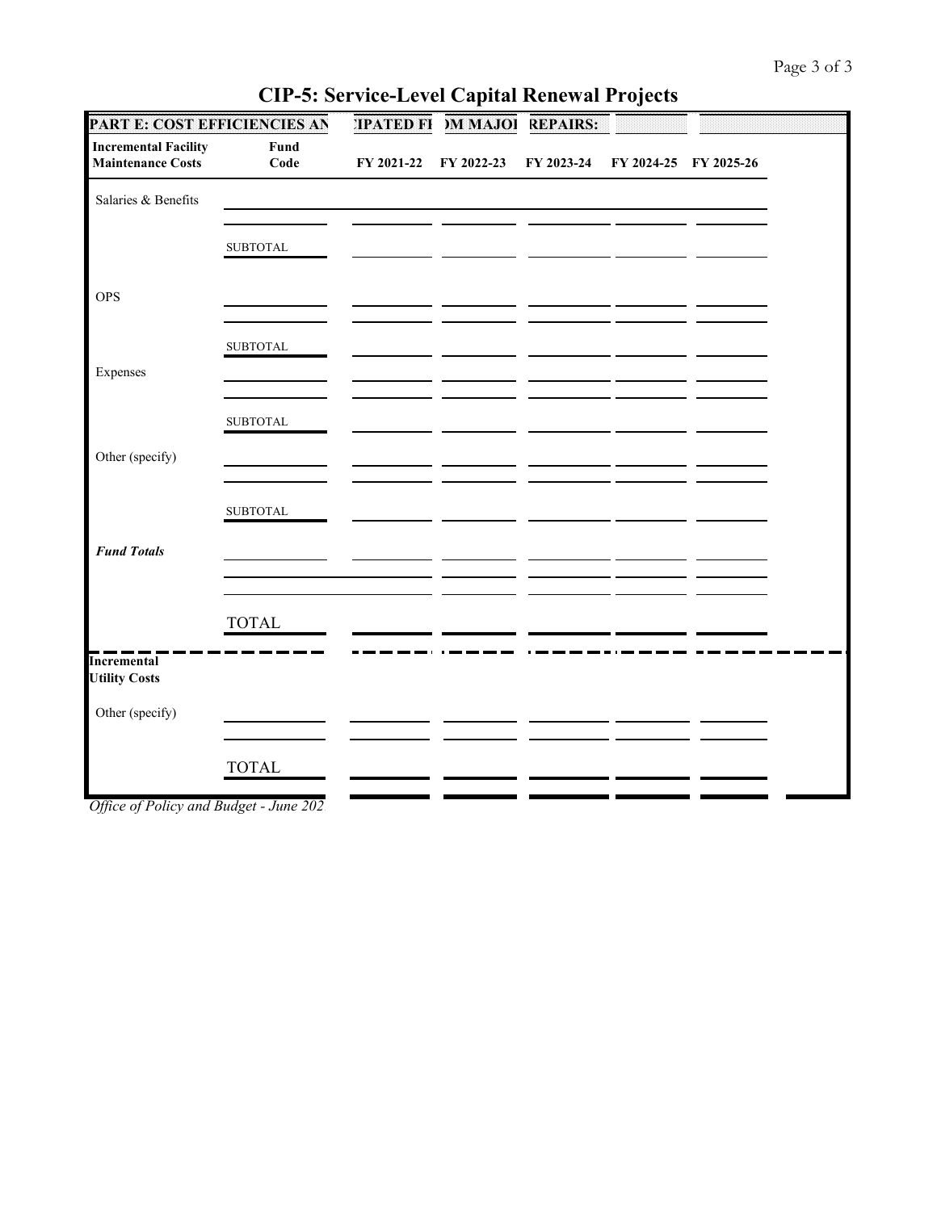# CIP-5: Service-Level Capital Renewal Projects

**PART E: COST EFFICIENCIES AN** **:IPATED FI** **)M MAJOI** **REPAIRS:**

| **Incremental Facility Maintenance Costs** | **Fund Code** | **FY 2021-22** | **FY 2022-23** | **FY 2023-24** | **FY 2024-25** | **FY 2025-26** |
|---|---|---|---|---|---|---|
| Salaries & Benefits | | | | | | |
| | | | | | | |
| | SUBTOTAL | | | | | |
| OPS | | | | | | |
| | | | | | | |
| | SUBTOTAL | | | | | |
| Expenses | | | | | | |
| | | | | | | |
| | SUBTOTAL | | | | | |
| Other (specify) | | | | | | |
| | | | | | | |
| | SUBTOTAL | | | | | |
| ***Fund Totals*** | | | | | | |
| | | | | | | |
| | | | | | | |
| | TOTAL | | | | | |
| **Incremental Utility Costs** | | | | | | |
| Other (specify) | | | | | | |
| | | | | | | |
| | TOTAL | | | | | |

*Office of Policy and Budget - June 202*